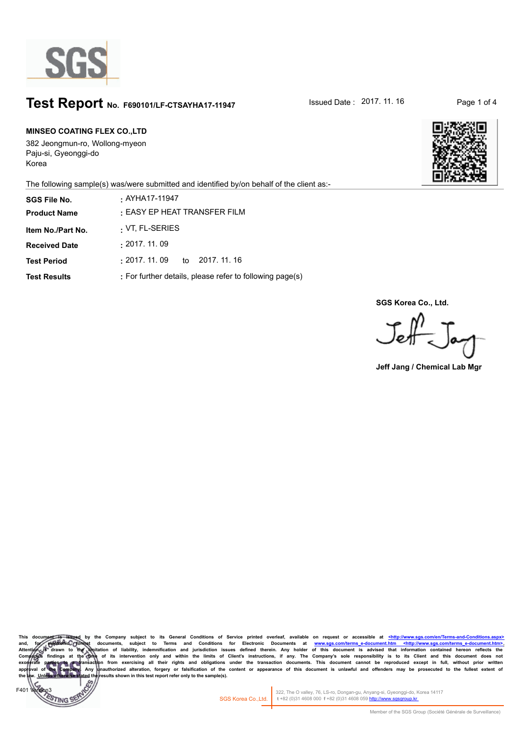SGS

# Test Report No. F690101/LF-CTSAYHA17-11947

Issued Date : 2017. 11. 16

**MINSEO COATING FLEX CO.,LTD**
382 Jeongmun-ro, Wollong-myeon
Paju-si, Gyeonggi-do
Korea

The following sample(s) was/were submitted and identified by/on behalf of the client as:-

| | |
|---|---|
| **SGS File No.** | : AYHA17-11947 |
| **Product Name** | : EASY EP HEAT TRANSFER FILM |
| **Item No./Part No.** | : VT, FL-SERIES |
| **Received Date** | : 2017. 11. 09 |
| **Test Period** | : 2017. 11. 09 to 2017. 11. 16 |
| **Test Results** | : For further details, please refer to following page(s) |

**SGS Korea Co., Ltd.**

**Jeff Jang / Chemical Lab Mgr**

This document is issued by the Company subject to its General Conditions of Service printed overleaf, available on request or accessible at <http://www.sgs.com/en/Terms-and-Conditions.aspx> and, for electronic format documents, subject to Terms and Conditions for Electronic Documents at www.sgs.com/terms_e-document.htm <http://www.sgs.com/terms_e-document.htm>. Attention is drawn to the limitation of liability, indemnification and jurisdiction issues defined therein. Any holder of this document is advised that information contained hereon reflects the Company's findings at the time of its intervention only and within the limits of Client's instructions, if any. The Company's sole responsibility is to its Client and this document does not exonerate parties to a transaction from exercising all their rights and obligations under the transaction documents. This document cannot be reproduced except in full, without prior written approval of the Company. Any unauthorized alteration, forgery or falsification of the content or appearance of this document is unlawful and offenders may be prosecuted to the fullest extent of the law. Unless otherwise stated the results shown in this test report refer only to the sample(s).

F401 Version3

SGS Korea Co.,Ltd. 322, The O valley, 76, LS-ro, Dongan-gu, Anyang-si, Gyeonggi-do, Korea 14117
t +82 (0)31 4608 000 f +82 (0)31 4608 059 http://www.sgsgroup.kr

Member of the SGS Group (Société Générale de Surveillance)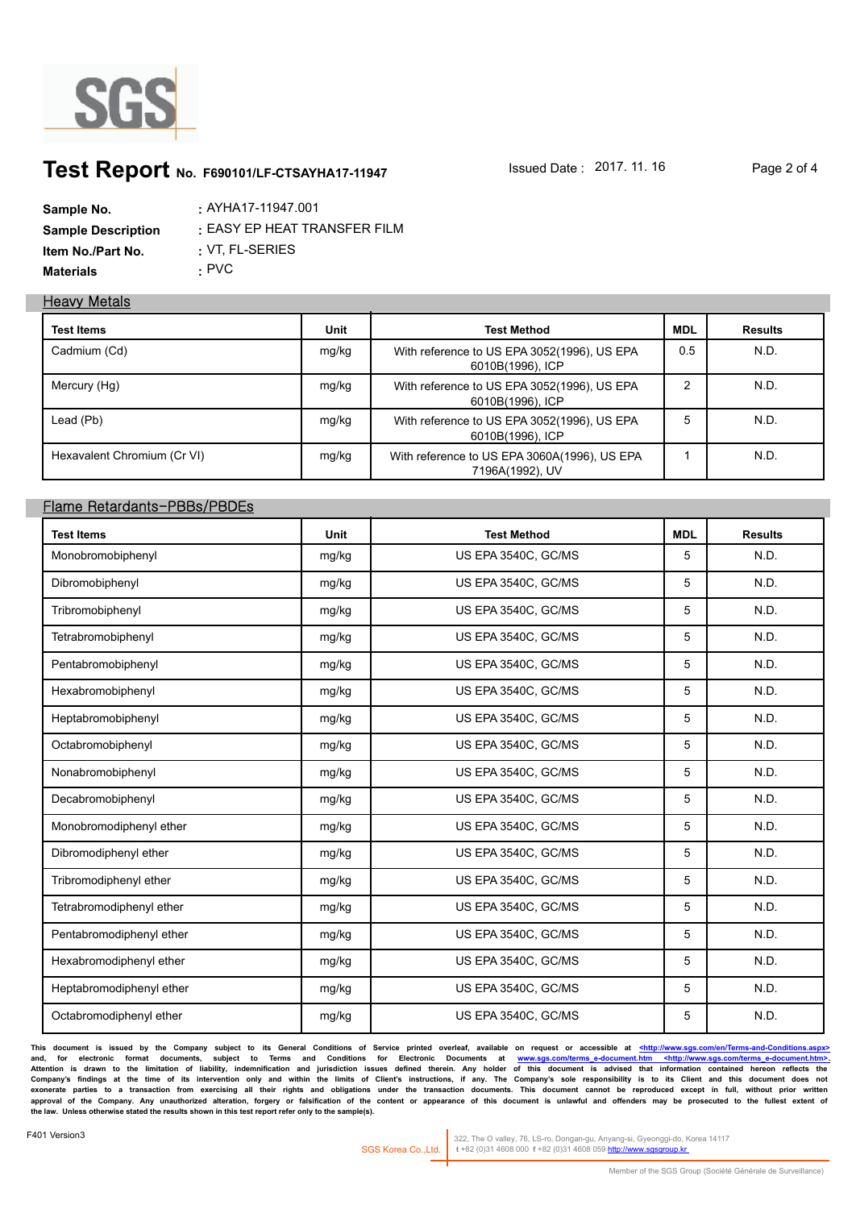# Test Report No. F690101/LF-CTSAYHA17-11947

Issued Date : 2017. 11. 16

| | |
|---|---|
| **Sample No.** | : AYHA17-11947.001 |
| **Sample Description** | : EASY EP HEAT TRANSFER FILM |
| **Item No./Part No.** | : VT, FL-SERIES |
| **Materials** | : PVC |

## Heavy Metals

| Test Items | Unit | Test Method | MDL | Results |
|---|---|---|---|---|
| Cadmium (Cd) | mg/kg | With reference to US EPA 3052(1996), US EPA 6010B(1996), ICP | 0.5 | N.D. |
| Mercury (Hg) | mg/kg | With reference to US EPA 3052(1996), US EPA 6010B(1996), ICP | 2 | N.D. |
| Lead (Pb) | mg/kg | With reference to US EPA 3052(1996), US EPA 6010B(1996), ICP | 5 | N.D. |
| Hexavalent Chromium (Cr VI) | mg/kg | With reference to US EPA 3060A(1996), US EPA 7196A(1992), UV | 1 | N.D. |

## Flame Retardants-PBBs/PBDEs

| Test Items | Unit | Test Method | MDL | Results |
|---|---|---|---|---|
| Monobromobiphenyl | mg/kg | US EPA 3540C, GC/MS | 5 | N.D. |
| Dibromobiphenyl | mg/kg | US EPA 3540C, GC/MS | 5 | N.D. |
| Tribromobiphenyl | mg/kg | US EPA 3540C, GC/MS | 5 | N.D. |
| Tetrabromobiphenyl | mg/kg | US EPA 3540C, GC/MS | 5 | N.D. |
| Pentabromobiphenyl | mg/kg | US EPA 3540C, GC/MS | 5 | N.D. |
| Hexabromobiphenyl | mg/kg | US EPA 3540C, GC/MS | 5 | N.D. |
| Heptabromobiphenyl | mg/kg | US EPA 3540C, GC/MS | 5 | N.D. |
| Octabromobiphenyl | mg/kg | US EPA 3540C, GC/MS | 5 | N.D. |
| Nonabromobiphenyl | mg/kg | US EPA 3540C, GC/MS | 5 | N.D. |
| Decabromobiphenyl | mg/kg | US EPA 3540C, GC/MS | 5 | N.D. |
| Monobromodiphenyl ether | mg/kg | US EPA 3540C, GC/MS | 5 | N.D. |
| Dibromodiphenyl ether | mg/kg | US EPA 3540C, GC/MS | 5 | N.D. |
| Tribromodiphenyl ether | mg/kg | US EPA 3540C, GC/MS | 5 | N.D. |
| Tetrabromodiphenyl ether | mg/kg | US EPA 3540C, GC/MS | 5 | N.D. |
| Pentabromodiphenyl ether | mg/kg | US EPA 3540C, GC/MS | 5 | N.D. |
| Hexabromodiphenyl ether | mg/kg | US EPA 3540C, GC/MS | 5 | N.D. |
| Heptabromodiphenyl ether | mg/kg | US EPA 3540C, GC/MS | 5 | N.D. |
| Octabromodiphenyl ether | mg/kg | US EPA 3540C, GC/MS | 5 | N.D. |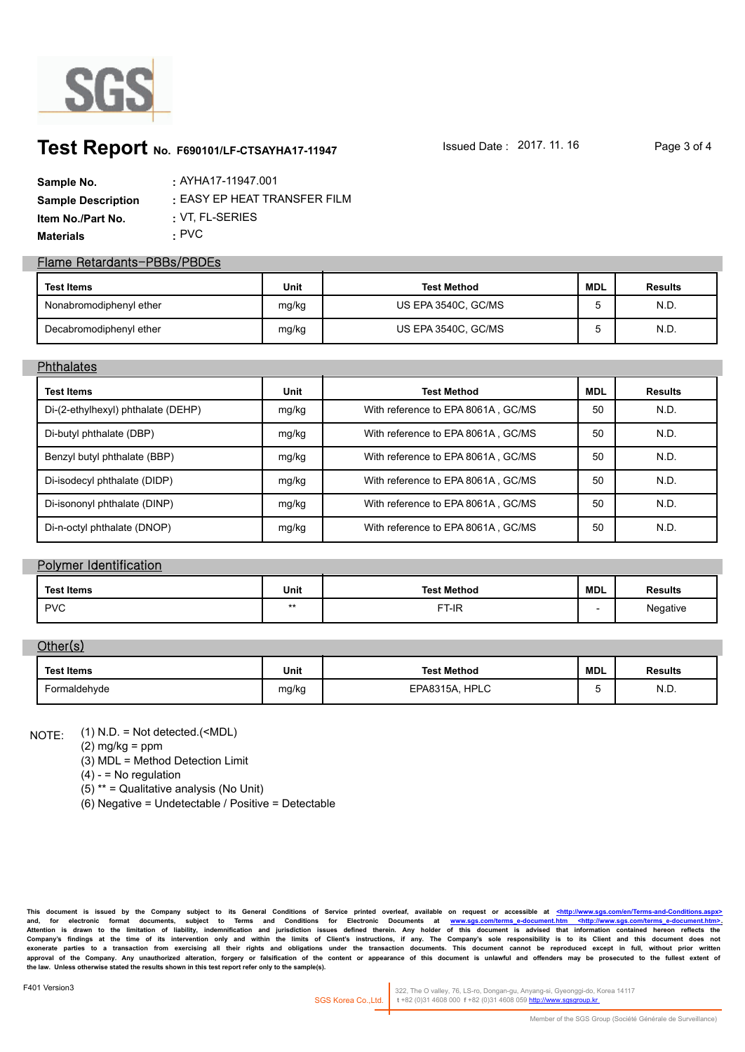# Test Report No. F690101/LF-CTSAYHA17-11947

Issued Date : 2017. 11. 16

| | |
|---|---|
| **Sample No.** | : AYHA17-11947.001 |
| **Sample Description** | : EASY EP HEAT TRANSFER FILM |
| **Item No./Part No.** | : VT, FL-SERIES |
| **Materials** | : PVC |

## Flame Retardants-PBBs/PBDEs

| Test Items | Unit | Test Method | MDL | Results |
|---|---|---|---|---|
| Nonabromodiphenyl ether | mg/kg | US EPA 3540C, GC/MS | 5 | N.D. |
| Decabromodiphenyl ether | mg/kg | US EPA 3540C, GC/MS | 5 | N.D. |

## Phthalates

| Test Items | Unit | Test Method | MDL | Results |
|---|---|---|---|---|
| Di-(2-ethylhexyl) phthalate (DEHP) | mg/kg | With reference to EPA 8061A , GC/MS | 50 | N.D. |
| Di-butyl phthalate (DBP) | mg/kg | With reference to EPA 8061A , GC/MS | 50 | N.D. |
| Benzyl butyl phthalate (BBP) | mg/kg | With reference to EPA 8061A , GC/MS | 50 | N.D. |
| Di-isodecyl phthalate (DIDP) | mg/kg | With reference to EPA 8061A , GC/MS | 50 | N.D. |
| Di-isononyl phthalate (DINP) | mg/kg | With reference to EPA 8061A , GC/MS | 50 | N.D. |
| Di-n-octyl phthalate (DNOP) | mg/kg | With reference to EPA 8061A , GC/MS | 50 | N.D. |

## Polymer Identification

| Test Items | Unit | Test Method | MDL | Results |
|---|---|---|---|---|
| PVC | ** | FT-IR | - | Negative |

## Other(s)

| Test Items | Unit | Test Method | MDL | Results |
|---|---|---|---|---|
| Formaldehyde | mg/kg | EPA8315A, HPLC | 5 | N.D. |

NOTE:
(1) N.D. = Not detected.(<MDL)
(2) mg/kg = ppm
(3) MDL = Method Detection Limit
(4) - = No regulation
(5) ** = Qualitative analysis (No Unit)
(6) Negative = Undetectable / Positive = Detectable

This document is issued by the Company subject to its General Conditions of Service printed overleaf, available on request or accessible at <http://www.sgs.com/en/Terms-and-Conditions.aspx> and, for electronic format documents, subject to Terms and Conditions for Electronic Documents at www.sgs.com/terms_e-document.htm <http://www.sgs.com/terms_e-document.htm>. Attention is drawn to the limitation of liability, indemnification and jurisdiction issues defined therein. Any holder of this document is advised that information contained hereon reflects the Company's findings at the time of its intervention only and within the limits of Client's instructions, if any. The Company's sole responsibility is to its Client and this document does not exonerate parties to a transaction from exercising all their rights and obligations under the transaction documents. This document cannot be reproduced except in full, without prior written approval of the Company. Any unauthorized alteration, forgery or falsification of the content or appearance of this document is unlawful and offenders may be prosecuted to the fullest extent of the law. Unless otherwise stated the results shown in this test report refer only to the sample(s).

F401 Version3

SGS Korea Co.,Ltd. 322, The O valley, 76, LS-ro, Dongan-gu, Anyang-si, Gyeonggi-do, Korea 14117 t +82 (0)31 4608 000 f +82 (0)31 4608 059 http://www.sgsgroup.kr

Member of the SGS Group (Société Générale de Surveillance)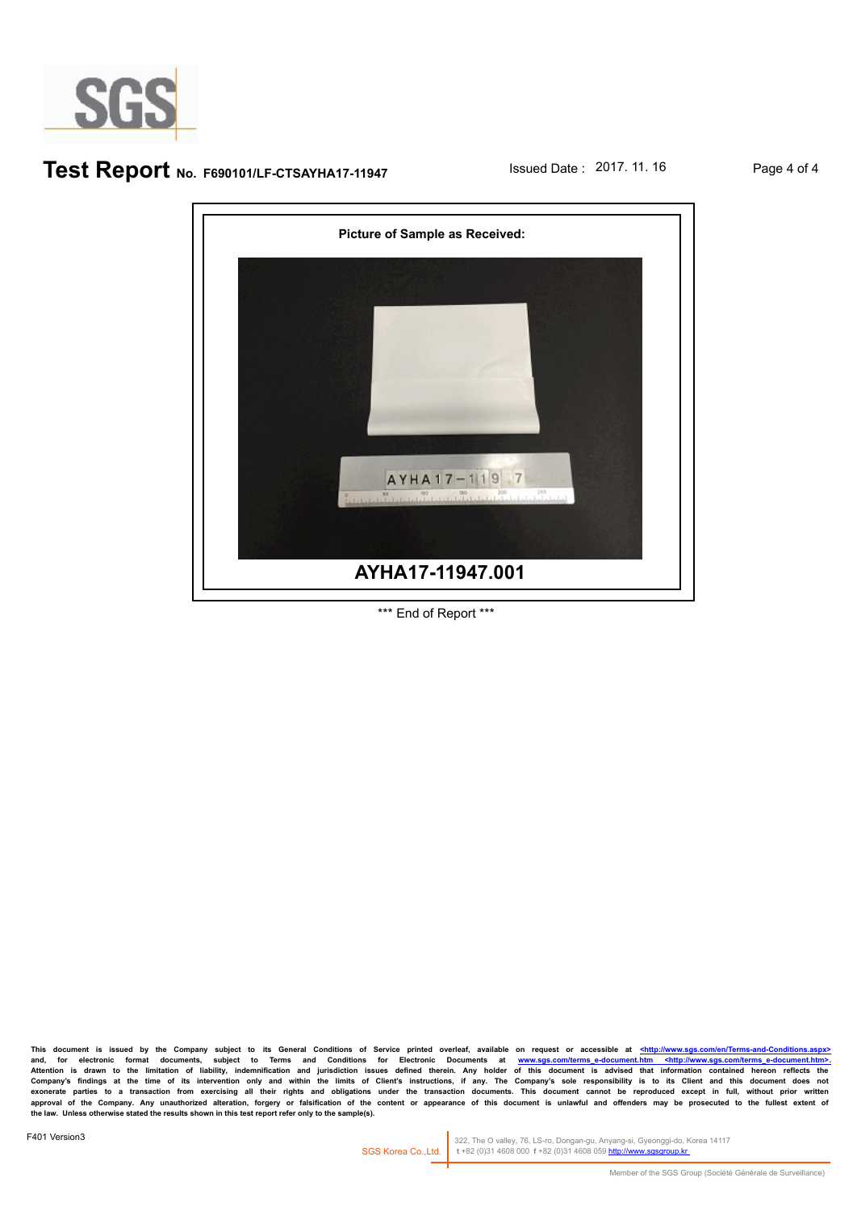# Test Report No. F690101/LF-CTSAYHA17-11947

Issued Date : 2017. 11. 16

**Picture of Sample as Received:**

**AYHA17-11947.001**

*** End of Report ***

**This document is issued by the Company subject to its General Conditions of Service printed overleaf, available on request or accessible at <http://www.sgs.com/en/Terms-and-Conditions.aspx> and, for electronic format documents, subject to Terms and Conditions for Electronic Documents at www.sgs.com/terms_e-document.htm <http://www.sgs.com/terms_e-document.htm>. Attention is drawn to the limitation of liability, indemnification and jurisdiction issues defined therein. Any holder of this document is advised that information contained hereon reflects the Company's findings at the time of its intervention only and within the limits of Client's instructions, if any. The Company's sole responsibility is to its Client and this document does not exonerate parties to a transaction from exercising all their rights and obligations under the transaction documents. This document cannot be reproduced except in full, without prior written approval of the Company. Any unauthorized alteration, forgery or falsification of the content or appearance of this document is unlawful and offenders may be prosecuted to the fullest extent of the law. Unless otherwise stated the results shown in this test report refer only to the sample(s).**

F401 Version3

SGS Korea Co.,Ltd. 322, The O valley, 76, LS-ro, Dongan-gu, Anyang-si, Gyeonggi-do, Korea 14117
t +82 (0)31 4608 000 f +82 (0)31 4608 059 http://www.sgsgroup.kr

Member of the SGS Group (Société Générale de Surveillance)